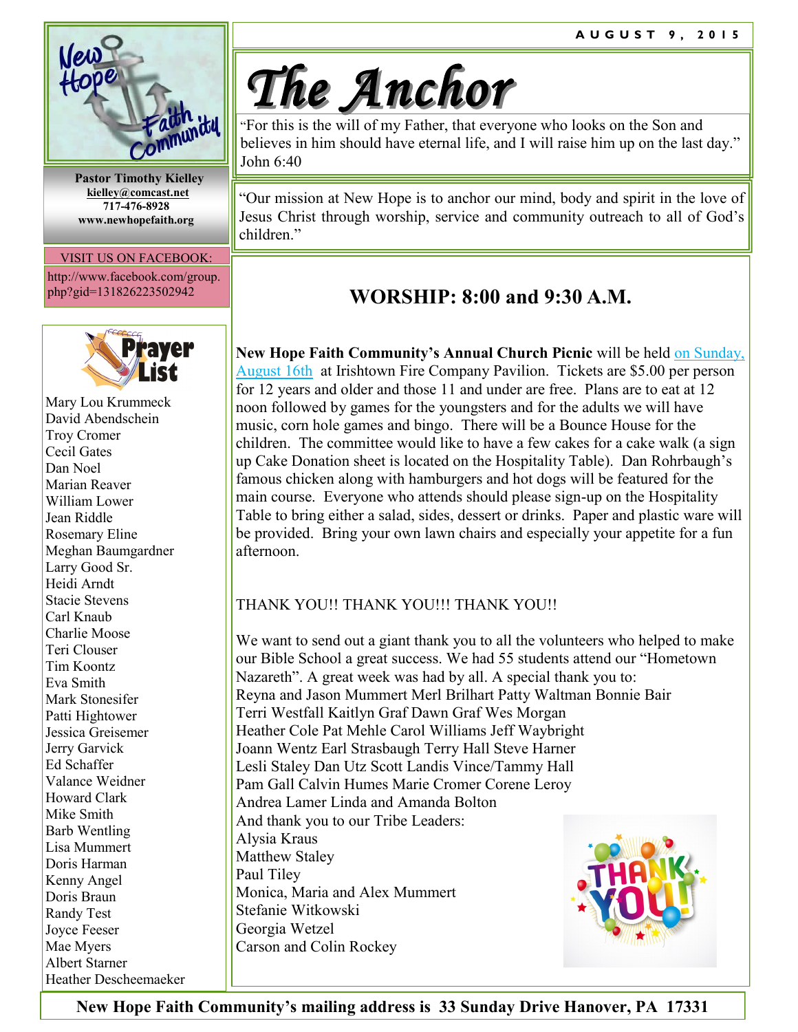AUGUST 9, 2015

# The Anchor

"For this is the will of my Father, that everyone who looks on the Son and believes in him should have eternal life, and I will raise him up on the last day." John 6:40

"Our mission at New Hope is to anchor our mind, body and spirit in the love of Jesus Christ through worship, service and community outreach to all of God's children."

**Pastor Timothy Kielley**
**kielley@comcast.net**
**717-476-8928**
**www.newhopefaith.org**

VISIT US ON FACEBOOK:
http://www.facebook.com/group.php?gid=131826223502942

## Prayer List

Mary Lou Krummeck
David Abendschein
Troy Cromer
Cecil Gates
Dan Noel
Marian Reaver
William Lower
Jean Riddle
Rosemary Eline
Meghan Baumgardner
Larry Good Sr.
Heidi Arndt
Stacie Stevens
Carl Knaub
Charlie Moose
Teri Clouser
Tim Koontz
Eva Smith
Mark Stonesifer
Patti Hightower
Jessica Greisemer
Jerry Garvick
Ed Schaffer
Valance Weidner
Howard Clark
Mike Smith
Barb Wentling
Lisa Mummert
Doris Harman
Kenny Angel
Doris Braun
Randy Test
Joyce Feeser
Mae Myers
Albert Starner
Heather Descheemaeker

## WORSHIP: 8:00 and 9:30 A.M.

**New Hope Faith Community's Annual Church Picnic** will be held on Sunday, August 16th at Irishtown Fire Company Pavilion. Tickets are $5.00 per person for 12 years and older and those 11 and under are free. Plans are to eat at 12 noon followed by games for the youngsters and for the adults we will have music, corn hole games and bingo. There will be a Bounce House for the children. The committee would like to have a few cakes for a cake walk (a sign up Cake Donation sheet is located on the Hospitality Table). Dan Rohrbaugh's famous chicken along with hamburgers and hot dogs will be featured for the main course. Everyone who attends should please sign-up on the Hospitality Table to bring either a salad, sides, dessert or drinks. Paper and plastic ware will be provided. Bring your own lawn chairs and especially your appetite for a fun afternoon.

THANK YOU!! THANK YOU!!! THANK YOU!!

We want to send out a giant thank you to all the volunteers who helped to make our Bible School a great success. We had 55 students attend our "Hometown Nazareth". A great week was had by all. A special thank you to:
Reyna and Jason Mummert Merl Brilhart Patty Waltman Bonnie Bair
Terri Westfall Kaitlyn Graf Dawn Graf Wes Morgan
Heather Cole Pat Mehle Carol Williams Jeff Waybright
Joann Wentz Earl Strasbaugh Terry Hall Steve Harner
Lesli Staley Dan Utz Scott Landis Vince/Tammy Hall
Pam Gall Calvin Humes Marie Cromer Corene Leroy
Andrea Lamer Linda and Amanda Bolton
And thank you to our Tribe Leaders:
Alysia Kraus
Matthew Staley
Paul Tiley
Monica, Maria and Alex Mummert
Stefanie Witkowski
Georgia Wetzel
Carson and Colin Rockey

**New Hope Faith Community's mailing address is 33 Sunday Drive Hanover, PA 17331**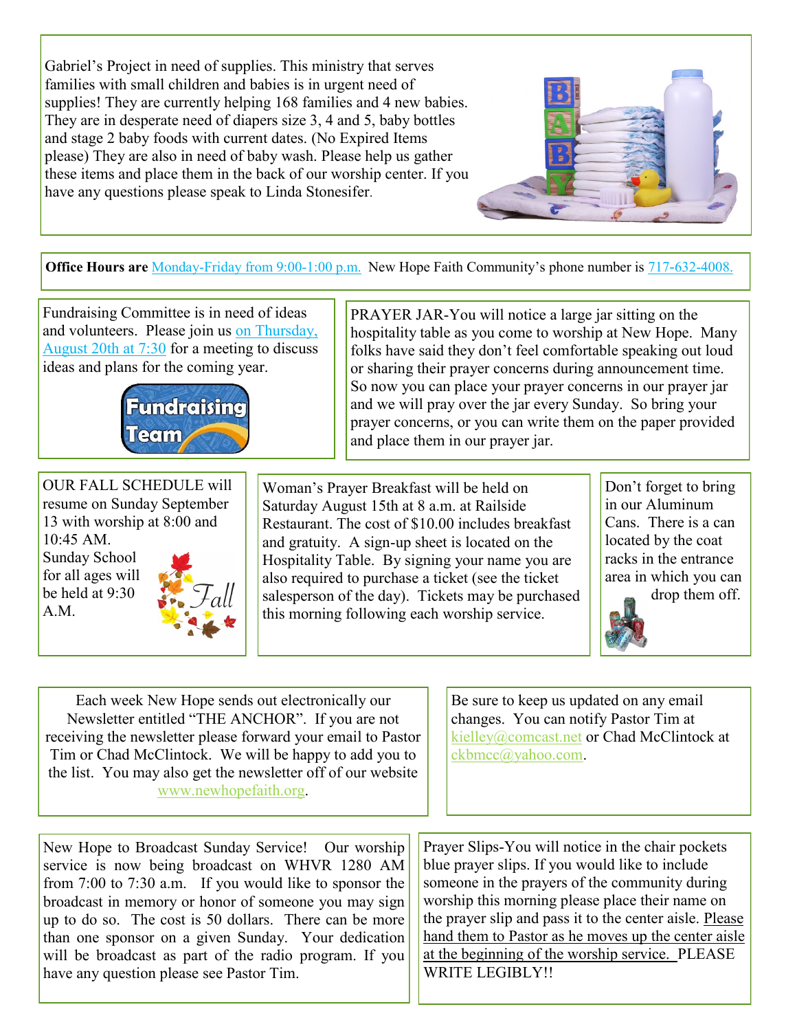Gabriel's Project in need of supplies. This ministry that serves families with small children and babies is in urgent need of supplies! They are currently helping 168 families and 4 new babies. They are in desperate need of diapers size 3, 4 and 5, baby bottles and stage 2 baby foods with current dates. (No Expired Items please) They are also in need of baby wash. Please help us gather these items and place them in the back of our worship center. If you have any questions please speak to Linda Stonesifer.

**Office Hours are** Monday-Friday from 9:00-1:00 p.m. New Hope Faith Community's phone number is 717-632-4008.

Fundraising Committee is in need of ideas and volunteers. Please join us on Thursday, August 20th at 7:30 for a meeting to discuss ideas and plans for the coming year.

PRAYER JAR-You will notice a large jar sitting on the hospitality table as you come to worship at New Hope. Many folks have said they don't feel comfortable speaking out loud or sharing their prayer concerns during announcement time. So now you can place your prayer concerns in our prayer jar and we will pray over the jar every Sunday. So bring your prayer concerns, or you can write them on the paper provided and place them in our prayer jar.

OUR FALL SCHEDULE will resume on Sunday September 13 with worship at 8:00 and 10:45 AM. Sunday School for all ages will be held at 9:30 A.M.

Woman's Prayer Breakfast will be held on Saturday August 15th at 8 a.m. at Railside Restaurant. The cost of $10.00 includes breakfast and gratuity. A sign-up sheet is located on the Hospitality Table. By signing your name you are also required to purchase a ticket (see the ticket salesperson of the day). Tickets may be purchased this morning following each worship service.

Don't forget to bring in our Aluminum Cans. There is a can located by the coat racks in the entrance area in which you can drop them off.

Each week New Hope sends out electronically our Newsletter entitled "THE ANCHOR". If you are not receiving the newsletter please forward your email to Pastor Tim or Chad McClintock. We will be happy to add you to the list. You may also get the newsletter off of our website www.newhopefaith.org.

Be sure to keep us updated on any email changes. You can notify Pastor Tim at kielley@comcast.net or Chad McClintock at ckbmcc@yahoo.com.

New Hope to Broadcast Sunday Service! Our worship service is now being broadcast on WHVR 1280 AM from 7:00 to 7:30 a.m. If you would like to sponsor the broadcast in memory or honor of someone you may sign up to do so. The cost is 50 dollars. There can be more than one sponsor on a given Sunday. Your dedication will be broadcast as part of the radio program. If you have any question please see Pastor Tim.

Prayer Slips-You will notice in the chair pockets blue prayer slips. If you would like to include someone in the prayers of the community during worship this morning please place their name on the prayer slip and pass it to the center aisle. Please hand them to Pastor as he moves up the center aisle at the beginning of the worship service. PLEASE WRITE LEGIBLY!!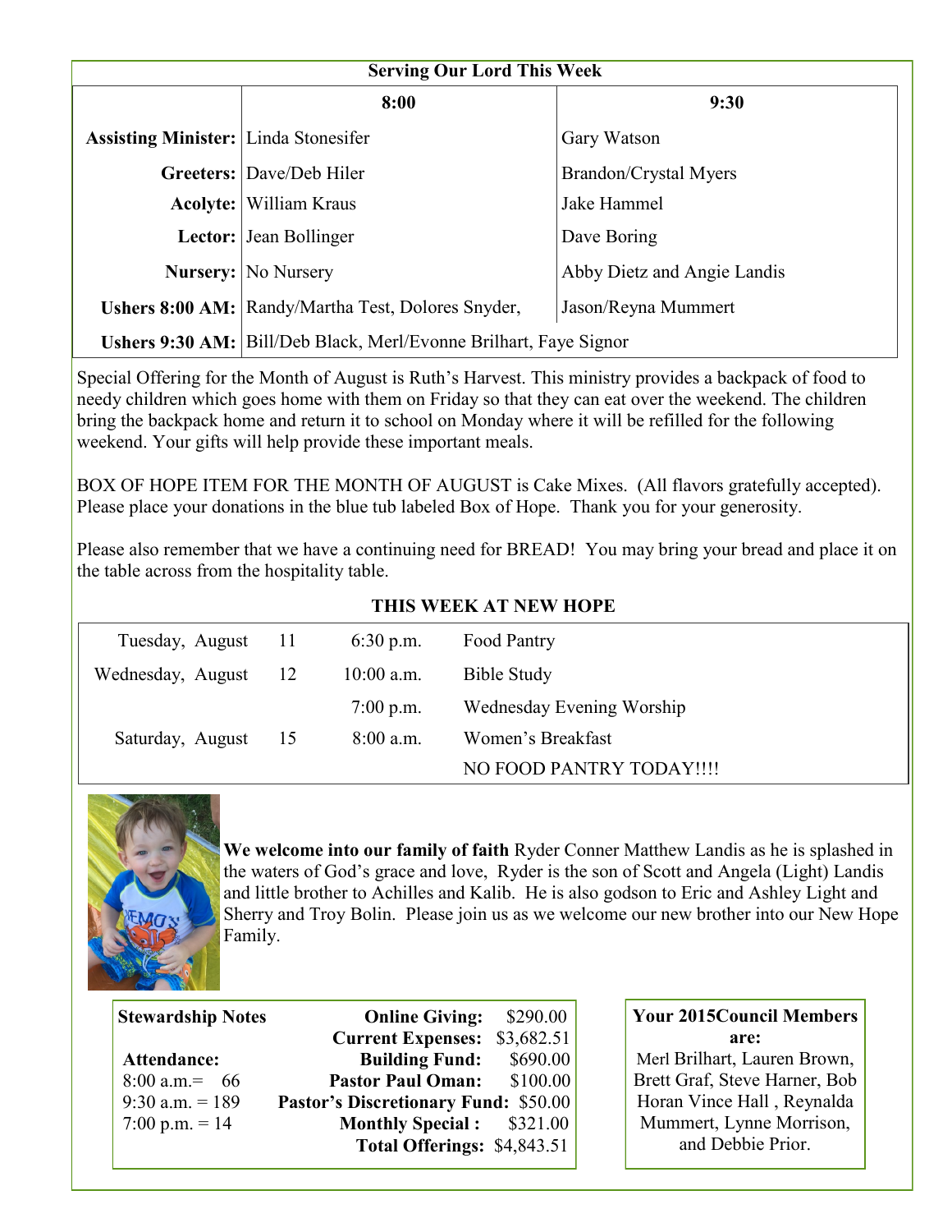## Serving Our Lord This Week

| | 8:00 | 9:30 |
|---|---|---|
| **Assisting Minister:** | Linda Stonesifer | Gary Watson |
| **Greeters:** | Dave/Deb Hiler | Brandon/Crystal Myers |
| **Acolyte:** | William Kraus | Jake Hammel |
| **Lector:** | Jean Bollinger | Dave Boring |
| **Nursery:** | No Nursery | Abby Dietz and Angie Landis |
| **Ushers 8:00 AM:** | Randy/Martha Test, Dolores Snyder, | Jason/Reyna Mummert |
| **Ushers 9:30 AM:** | Bill/Deb Black, Merl/Evonne Brilhart, Faye Signor | |

Special Offering for the Month of August is Ruth's Harvest. This ministry provides a backpack of food to needy children which goes home with them on Friday so that they can eat over the weekend. The children bring the backpack home and return it to school on Monday where it will be refilled for the following weekend. Your gifts will help provide these important meals.

BOX OF HOPE ITEM FOR THE MONTH OF AUGUST is Cake Mixes. (All flavors gratefully accepted). Please place your donations in the blue tub labeled Box of Hope. Thank you for your generosity.

Please also remember that we have a continuing need for BREAD! You may bring your bread and place it on the table across from the hospitality table.

## THIS WEEK AT NEW HOPE

| | | | |
|---|---|---|---|
| Tuesday, August | 11 | 6:30 p.m. | Food Pantry |
| Wednesday, August | 12 | 10:00 a.m. | Bible Study |
| | | 7:00 p.m. | Wednesday Evening Worship |
| Saturday, August | 15 | 8:00 a.m. | Women's Breakfast |
| | | | NO FOOD PANTRY TODAY!!!! |

**We welcome into our family of faith** Ryder Conner Matthew Landis as he is splashed in the waters of God's grace and love, Ryder is the son of Scott and Angela (Light) Landis and little brother to Achilles and Kalib. He is also godson to Eric and Ashley Light and Sherry and Troy Bolin. Please join us as we welcome our new brother into our New Hope Family.

**Stewardship Notes**

**Attendance:**
8:00 a.m.= 66
9:30 a.m. = 189
7:00 p.m. = 14

| | |
|---|---|
| **Online Giving:** | $290.00 |
| **Current Expenses:** | $3,682.51 |
| **Building Fund:** | $690.00 |
| **Pastor Paul Oman:** | $100.00 |
| **Pastor's Discretionary Fund:** | $50.00 |
| **Monthly Special :** | $321.00 |
| **Total Offerings:** | $4,843.51 |

**Your 2015Council Members are:**
Merl Brilhart, Lauren Brown, Brett Graf, Steve Harner, Bob Horan Vince Hall , Reynalda Mummert, Lynne Morrison, and Debbie Prior.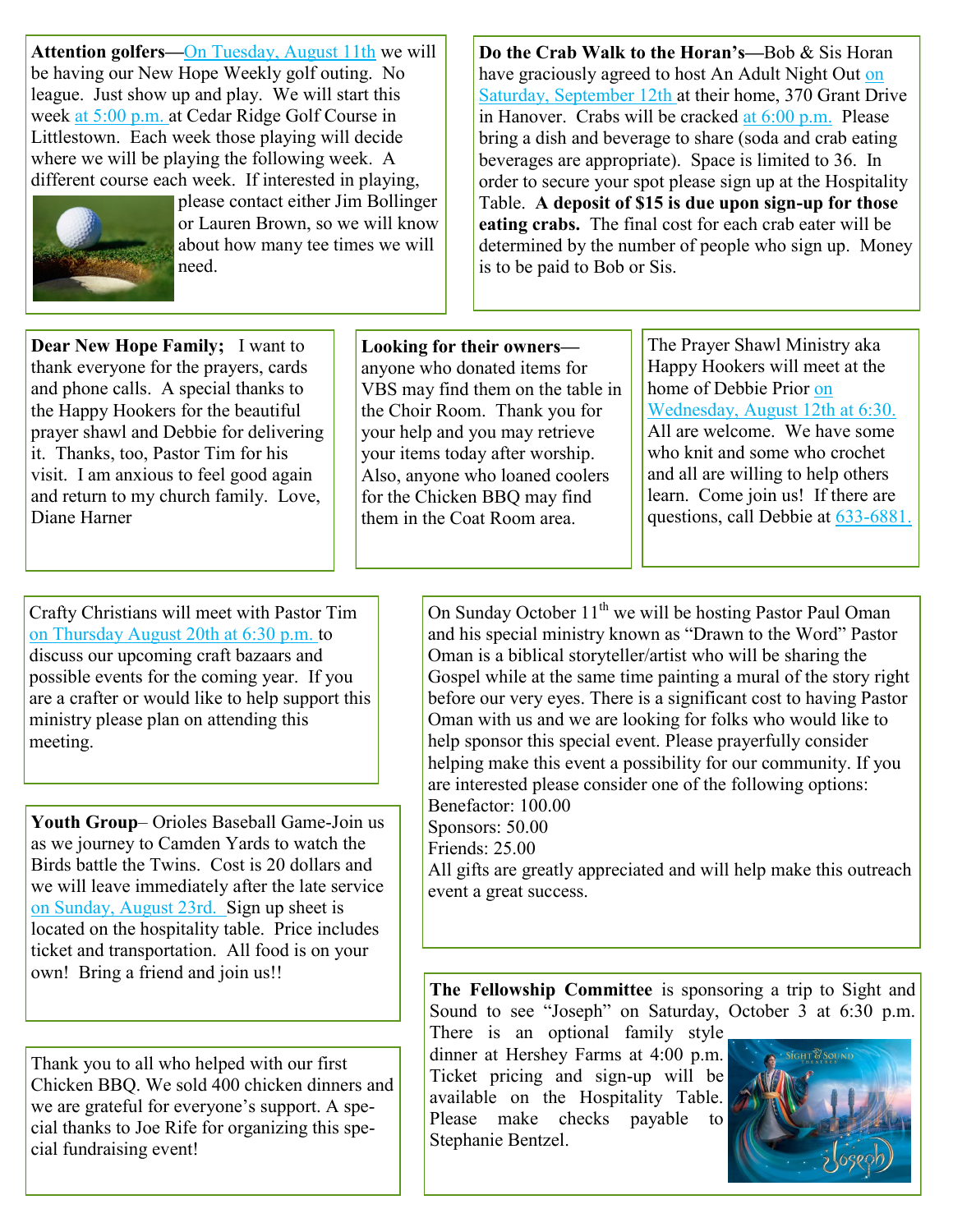**Attention golfers—**On Tuesday, August 11th we will be having our New Hope Weekly golf outing. No league. Just show up and play. We will start this week at 5:00 p.m. at Cedar Ridge Golf Course in Littlestown. Each week those playing will decide where we will be playing the following week. A different course each week. If interested in playing, please contact either Jim Bollinger or Lauren Brown, so we will know about how many tee times we will need.

**Do the Crab Walk to the Horan's—**Bob & Sis Horan have graciously agreed to host An Adult Night Out on Saturday, September 12th at their home, 370 Grant Drive in Hanover. Crabs will be cracked at 6:00 p.m. Please bring a dish and beverage to share (soda and crab eating beverages are appropriate). Space is limited to 36. In order to secure your spot please sign up at the Hospitality Table. **A deposit of $15 is due upon sign-up for those eating crabs.** The final cost for each crab eater will be determined by the number of people who sign up. Money is to be paid to Bob or Sis.

**Dear New Hope Family;** I want to thank everyone for the prayers, cards and phone calls. A special thanks to the Happy Hookers for the beautiful prayer shawl and Debbie for delivering it. Thanks, too, Pastor Tim for his visit. I am anxious to feel good again and return to my church family. Love, Diane Harner

**Looking for their owners—**anyone who donated items for VBS may find them on the table in the Choir Room. Thank you for your help and you may retrieve your items today after worship. Also, anyone who loaned coolers for the Chicken BBQ may find them in the Coat Room area.

The Prayer Shawl Ministry aka Happy Hookers will meet at the home of Debbie Prior on Wednesday, August 12th at 6:30. All are welcome. We have some who knit and some who crochet and all are willing to help others learn. Come join us! If there are questions, call Debbie at 633-6881.

Crafty Christians will meet with Pastor Tim on Thursday August 20th at 6:30 p.m. to discuss our upcoming craft bazaars and possible events for the coming year. If you are a crafter or would like to help support this ministry please plan on attending this meeting.

**Youth Group**– Orioles Baseball Game-Join us as we journey to Camden Yards to watch the Birds battle the Twins. Cost is 20 dollars and we will leave immediately after the late service on Sunday, August 23rd. Sign up sheet is located on the hospitality table. Price includes ticket and transportation. All food is on your own! Bring a friend and join us!!

Thank you to all who helped with our first Chicken BBQ. We sold 400 chicken dinners and we are grateful for everyone's support. A special thanks to Joe Rife for organizing this special fundraising event!

On Sunday October 11th we will be hosting Pastor Paul Oman and his special ministry known as "Drawn to the Word" Pastor Oman is a biblical storyteller/artist who will be sharing the Gospel while at the same time painting a mural of the story right before our very eyes. There is a significant cost to having Pastor Oman with us and we are looking for folks who would like to help sponsor this special event. Please prayerfully consider helping make this event a possibility for our community. If you are interested please consider one of the following options:

Benefactor: 100.00
Sponsors: 50.00
Friends: 25.00

All gifts are greatly appreciated and will help make this outreach event a great success.

**The Fellowship Committee** is sponsoring a trip to Sight and Sound to see "Joseph" on Saturday, October 3 at 6:30 p.m. There is an optional family style dinner at Hershey Farms at 4:00 p.m. Ticket pricing and sign-up will be available on the Hospitality Table. Please make checks payable to Stephanie Bentzel.